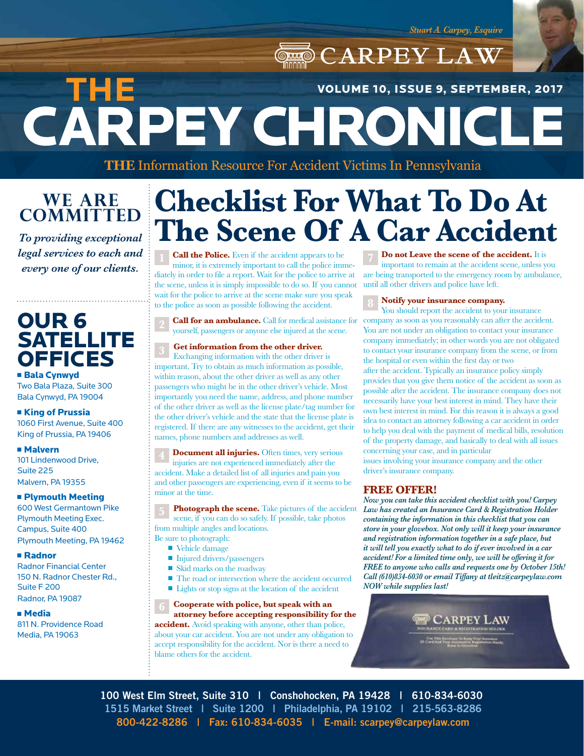Stuart A. Carpey, Esquire

CARPEY LAW

# THE CARPEY CHRONICLE

VOLUME 10, ISSUE 9, SEPTEMBER, 2017

**THE** Information Resource For Accident Victims In Pennsylvania

## WE ARE COMMITTED

*To providing exceptional legal services to each and every one of our clients.*

## OUR 6 SATELLITE OFFICES

- **Bala Cynwyd**
  Two Bala Plaza, Suite 300
  Bala Cynwyd, PA 19004
- **King of Prussia**
  1060 First Avenue, Suite 400
  King of Prussia, PA 19406
- **Malvern**
  101 Lindenwood Drive,
  Suite 225
  Malvern, PA 19355
- **Plymouth Meeting**
  600 West Germantown Pike
  Plymouth Meeting Exec.
  Campus, Suite 400
  Plymouth Meeting, PA 19462
- **Radnor**
  Radnor Financial Center
  150 N. Radnor Chester Rd.,
  Suite F 200
  Radnor, PA 19087
- **Media**
  811 N. Providence Road
  Media, PA 19063

# Checklist For What To Do At The Scene Of A Car Accident

1. **Call the Police.** Even if the accident appears to be minor, it is extremely important to call the police immediately in order to file a report. Wait for the police to arrive at the scene, unless it is simply impossible to do so. If you cannot wait for the police to arrive at the scene make sure you speak to the police as soon as possible following the accident.

2. **Call for an ambulance.** Call for medical assistance for yourself, passengers or anyone else injured at the scene.

3. **Get information from the other driver.** Exchanging information with the other driver is important. Try to obtain as much information as possible, within reason, about the other driver as well as any other passengers who might be in the other driver's vehicle. Most importantly you need the name, address, and phone number of the other driver as well as the license plate/tag number for the other driver's vehicle and the state that the license plate is registered. If there are any witnesses to the accident, get their names, phone numbers and addresses as well.

4. **Document all injuries.** Often times, very serious injuries are not experienced immediately after the accident. Make a detailed list of all injuries and pain you and other passengers are experiencing, even if it seems to be minor at the time.

5. **Photograph the scene.** Take pictures of the accident scene, if you can do so safely. If possible, take photos from multiple angles and locations.
   Be sure to photograph:
   - Vehicle damage
   - Injured drivers/passengers
   - Skid marks on the roadway
   - The road or intersection where the accident occurred
   - Lights or stop signs at the location of the accident

6. **Cooperate with police, but speak with an attorney before accepting responsibility for the accident.** Avoid speaking with anyone, other than police, about your car accident. You are not under any obligation to accept responsibility for the accident. Nor is there a need to blame others for the accident.

7. **Do not Leave the scene of the accident.** It is important to remain at the accident scene, unless you are being transported to the emergency room by ambulance, until all other drivers and police have left.

8. **Notify your insurance company.** You should report the accident to your insurance company as soon as you reasonably can after the accident. You are not under an obligation to contact your insurance company immediately; in other words you are not obligated to contact your insurance company from the scene, or from the hospital or even within the first day or two after the accident. Typically an insurance policy simply provides that you give them notice of the accident as soon as possible after the accident. The insurance company does not necessarily have your best interest in mind. They have their own best interest in mind. For this reason it is always a good idea to contact an attorney following a car accident in order to help you deal with the payment of medical bills, resolution of the property damage, and basically to deal with all issues concerning your case, and in particular issues involving your insurance company and the other driver's insurance company.

## FREE OFFER!

***Now you can take this accident checklist with you! Carpey Law has created an Insurance Card & Registration Holder containing the information in this checklist that you can store in your glovebox. Not only will it keep your insurance and registration information together in a safe place, but it will tell you exactly what to do if ever involved in a car accident! For a limited time only, we will be offering it for FREE to anyone who calls and requests one by October 15th! Call (610)834-6030 or email Tiffany at tleitz@carpeylaw.com NOW while supplies last!***

100 West Elm Street, Suite 310 | Conshohocken, PA 19428 | 610-834-6030
1515 Market Street | Suite 1200 | Philadelphia, PA 19102 | 215-563-8286
800-422-8286 | Fax: 610-834-6035 | E-mail: scarpey@carpeylaw.com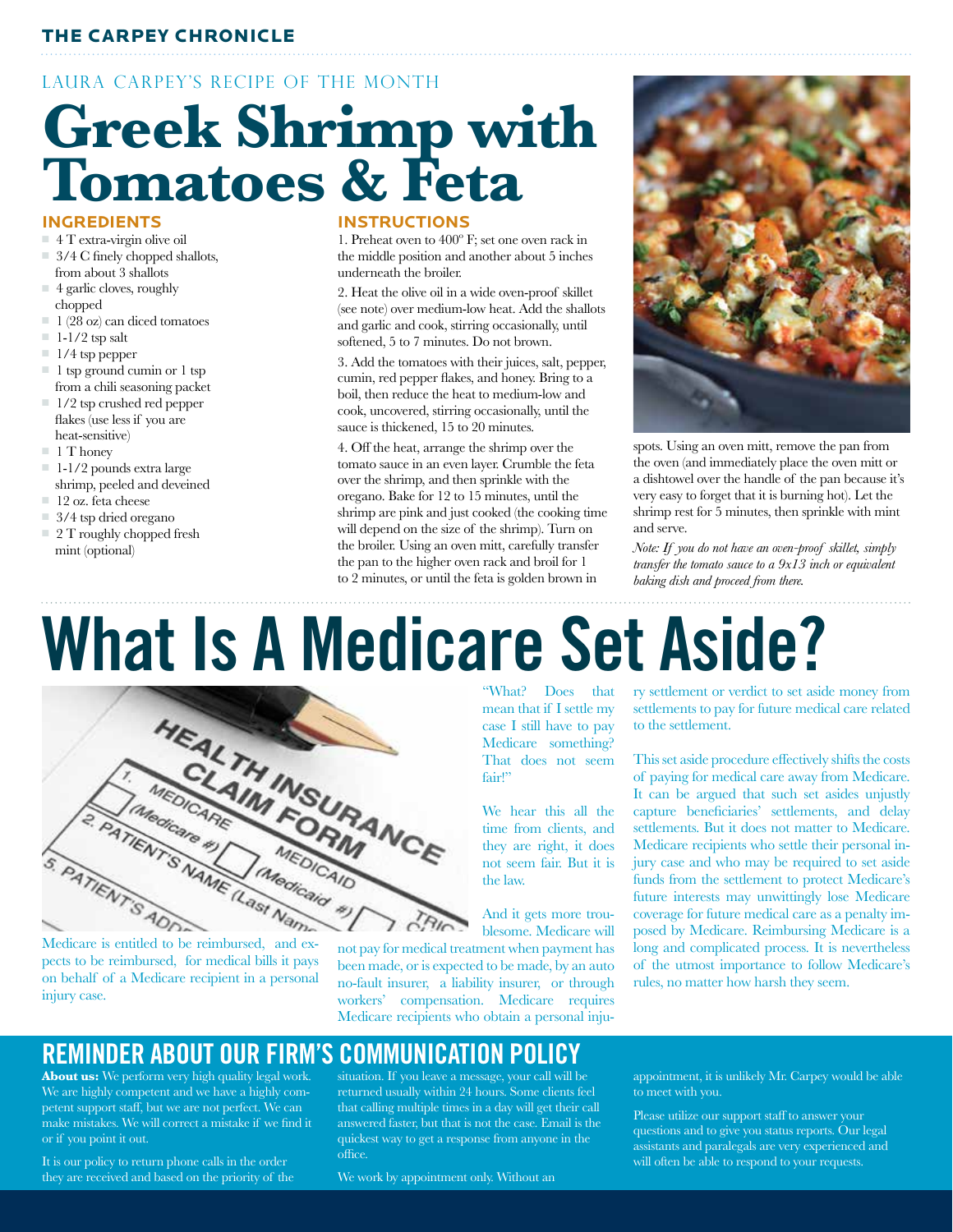LAURA CARPEY'S RECIPE OF THE MONTH

# Greek Shrimp with Tomatoes & Feta

### INGREDIENTS

- 4 T extra-virgin olive oil
- 3/4 C finely chopped shallots, from about 3 shallots
- 4 garlic cloves, roughly chopped
- 1 (28 oz) can diced tomatoes
- 1-1/2 tsp salt
- 1/4 tsp pepper
- 1 tsp ground cumin or 1 tsp from a chili seasoning packet
- 1/2 tsp crushed red pepper flakes (use less if you are heat-sensitive)
- 1 T honey
- 1-1/2 pounds extra large shrimp, peeled and deveined
- 12 oz. feta cheese
- 3/4 tsp dried oregano
- 2 T roughly chopped fresh mint (optional)

### INSTRUCTIONS

1. Preheat oven to 400° F; set one oven rack in the middle position and another about 5 inches underneath the broiler.

2. Heat the olive oil in a wide oven-proof skillet (see note) over medium-low heat. Add the shallots and garlic and cook, stirring occasionally, until softened, 5 to 7 minutes. Do not brown.

3. Add the tomatoes with their juices, salt, pepper, cumin, red pepper flakes, and honey. Bring to a boil, then reduce the heat to medium-low and cook, uncovered, stirring occasionally, until the sauce is thickened, 15 to 20 minutes.

4. Off the heat, arrange the shrimp over the tomato sauce in an even layer. Crumble the feta over the shrimp, and then sprinkle with the oregano. Bake for 12 to 15 minutes, until the shrimp are pink and just cooked (the cooking time will depend on the size of the shrimp). Turn on the broiler. Using an oven mitt, carefully transfer the pan to the higher oven rack and broil for 1 to 2 minutes, or until the feta is golden brown in spots. Using an oven mitt, remove the pan from the oven (and immediately place the oven mitt or a dishtowel over the handle of the pan because it's very easy to forget that it is burning hot). Let the shrimp rest for 5 minutes, then sprinkle with mint and serve.

*Note: If you do not have an oven-proof skillet, simply transfer the tomato sauce to a 9x13 inch or equivalent baking dish and proceed from there.*

# What Is A Medicare Set Aside?

Medicare is entitled to be reimbursed, and expects to be reimbursed, for medical bills it pays on behalf of a Medicare recipient in a personal injury case.

"What? Does that mean that if I settle my case I still have to pay Medicare something? That does not seem fair!"

We hear this all the time from clients, and they are right, it does not seem fair. But it is the law.

And it gets more troublesome. Medicare will not pay for medical treatment when payment has been made, or is expected to be made, by an auto no-fault insurer, a liability insurer, or through workers' compensation. Medicare requires Medicare recipients who obtain a personal injury settlement or verdict to set aside money from settlements to pay for future medical care related to the settlement.

This set aside procedure effectively shifts the costs of paying for medical care away from Medicare. It can be argued that such set asides unjustly capture beneficiaries' settlements, and delay settlements. But it does not matter to Medicare. Medicare recipients who settle their personal injury case and who may be required to set aside funds from the settlement to protect Medicare's future interests may unwittingly lose Medicare coverage for future medical care as a penalty imposed by Medicare. Reimbursing Medicare is a long and complicated process. It is nevertheless of the utmost importance to follow Medicare's rules, no matter how harsh they seem.

## REMINDER ABOUT OUR FIRM'S COMMUNICATION POLICY

**About us:** We perform very high quality legal work. We are highly competent and we have a highly competent support staff, but we are not perfect. We can make mistakes. We will correct a mistake if we find it or if you point it out.

It is our policy to return phone calls in the order they are received and based on the priority of the situation. If you leave a message, your call will be returned usually within 24 hours. Some clients feel that calling multiple times in a day will get their call answered faster, but that is not the case. Email is the quickest way to get a response from anyone in the office.

We work by appointment only. Without an appointment, it is unlikely Mr. Carpey would be able to meet with you.

Please utilize our support staff to answer your questions and to give you status reports. Our legal assistants and paralegals are very experienced and will often be able to respond to your requests.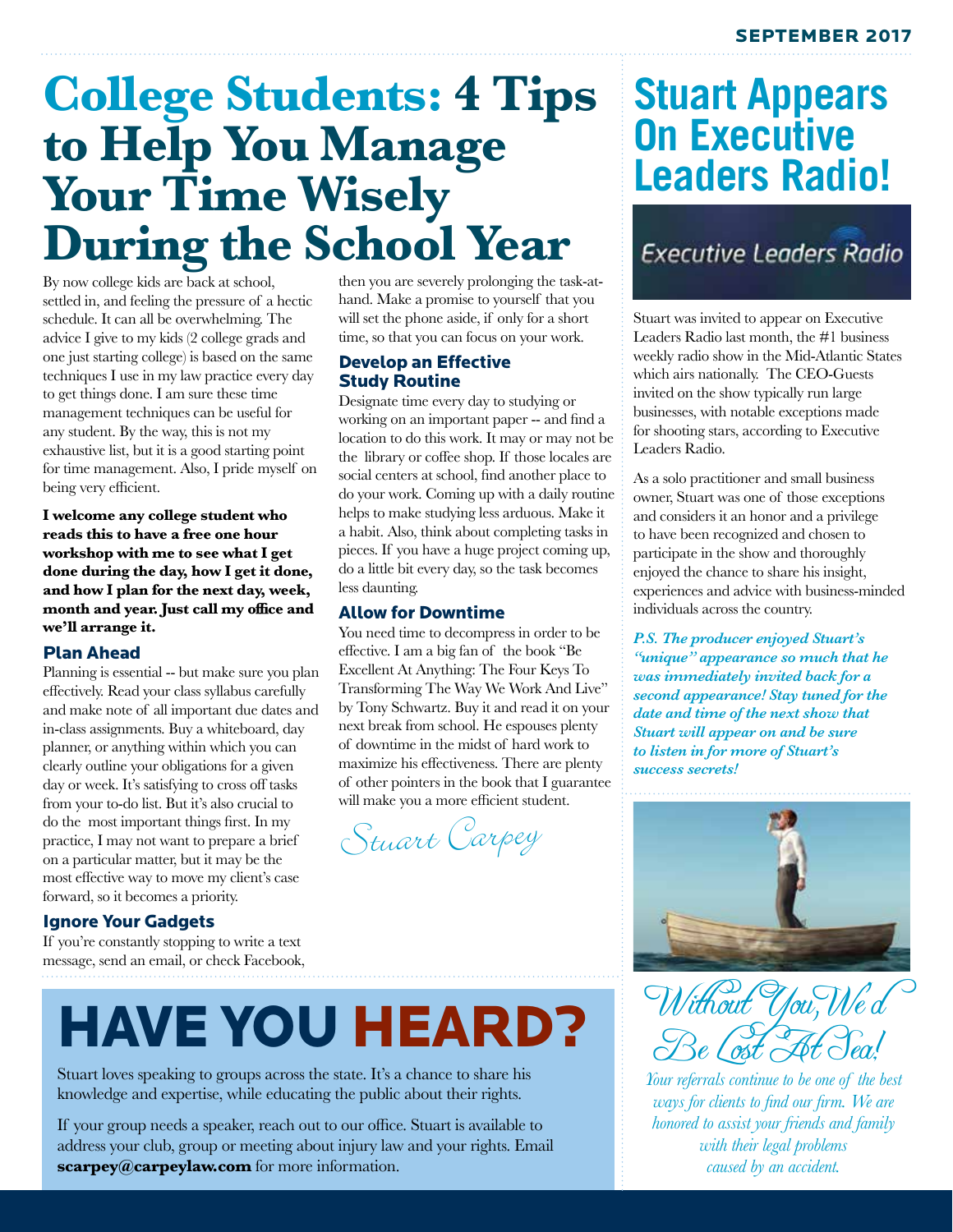# College Students: 4 Tips to Help You Manage Your Time Wisely During the School Year

By now college kids are back at school, settled in, and feeling the pressure of a hectic schedule. It can all be overwhelming. The advice I give to my kids (2 college grads and one just starting college) is based on the same techniques I use in my law practice every day to get things done. I am sure these time management techniques can be useful for any student. By the way, this is not my exhaustive list, but it is a good starting point for time management. Also, I pride myself on being very efficient.

**I welcome any college student who reads this to have a free one hour workshop with me to see what I get done during the day, how I get it done, and how I plan for the next day, week, month and year. Just call my office and we'll arrange it.**

### Plan Ahead

Planning is essential -- but make sure you plan effectively. Read your class syllabus carefully and make note of all important due dates and in-class assignments. Buy a whiteboard, day planner, or anything within which you can clearly outline your obligations for a given day or week. It's satisfying to cross off tasks from your to-do list. But it's also crucial to do the most important things first. In my practice, I may not want to prepare a brief on a particular matter, but it may be the most effective way to move my client's case forward, so it becomes a priority.

### Ignore Your Gadgets

If you're constantly stopping to write a text message, send an email, or check Facebook, then you are severely prolonging the task-at-hand. Make a promise to yourself that you will set the phone aside, if only for a short time, so that you can focus on your work.

### Develop an Effective Study Routine

Designate time every day to studying or working on an important paper -- and find a location to do this work. It may or may not be the library or coffee shop. If those locales are social centers at school, find another place to do your work. Coming up with a daily routine helps to make studying less arduous. Make it a habit. Also, think about completing tasks in pieces. If you have a huge project coming up, do a little bit every day, so the task becomes less daunting.

### Allow for Downtime

You need time to decompress in order to be effective. I am a big fan of the book "Be Excellent At Anything: The Four Keys To Transforming The Way We Work And Live" by Tony Schwartz. Buy it and read it on your next break from school. He espouses plenty of downtime in the midst of hard work to maximize his effectiveness. There are plenty of other pointers in the book that I guarantee will make you a more efficient student.

*Stuart Carpey*

# Stuart Appears On Executive Leaders Radio!

Executive Leaders Radio

Stuart was invited to appear on Executive Leaders Radio last month, the #1 business weekly radio show in the Mid-Atlantic States which airs nationally. The CEO-Guests invited on the show typically run large businesses, with notable exceptions made for shooting stars, according to Executive Leaders Radio.

As a solo practitioner and small business owner, Stuart was one of those exceptions and considers it an honor and a privilege to have been recognized and chosen to participate in the show and thoroughly enjoyed the chance to share his insight, experiences and advice with business-minded individuals across the country.

***P.S. The producer enjoyed Stuart's "unique" appearance so much that he was immediately invited back for a second appearance! Stay tuned for the date and time of the next show that Stuart will appear on and be sure to listen in for more of Stuart's success secrets!***

# HAVE YOU HEARD?

Stuart loves speaking to groups across the state. It's a chance to share his knowledge and expertise, while educating the public about their rights.

If your group needs a speaker, reach out to our office. Stuart is available to address your club, group or meeting about injury law and your rights. Email **scarpey@carpeylaw.com** for more information.

## *Without You, We'd Be Lost At Sea!*

*Your referrals continue to be one of the best ways for clients to find our firm. We are honored to assist your friends and family with their legal problems caused by an accident.*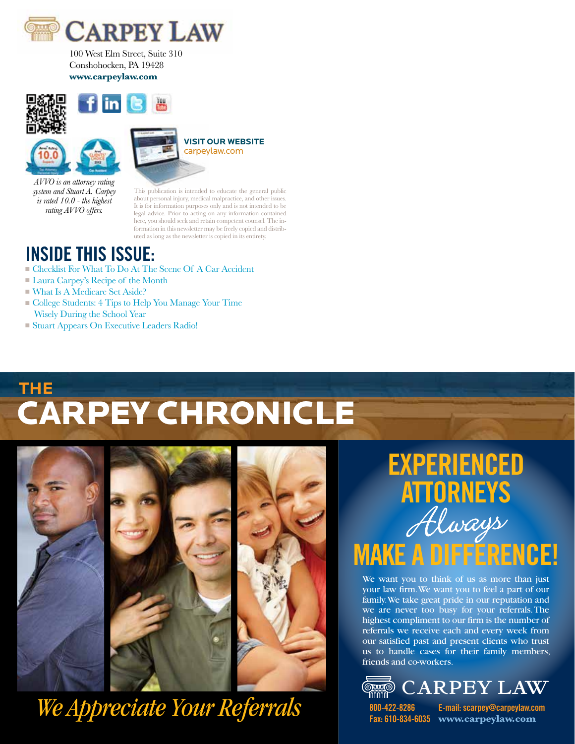# CARPEY LAW

100 West Elm Street, Suite 310
Conshohocken, PA 19428
**www.carpeylaw.com**

**VISIT OUR WEBSITE**
carpeylaw.com

*AVVO is an attorney rating system and Stuart A. Carpey is rated 10.0 - the highest rating AVVO offers.*

This publication is intended to educate the general public about personal injury, medical malpractice, and other issues. It is for information purposes only and is not intended to be legal advice. Prior to acting on any information contained here, you should seek and retain competent counsel. The information in this newsletter may be freely copied and distributed as long as the newsletter is copied in its entirety.

## INSIDE THIS ISSUE:

- Checklist For What To Do At The Scene Of A Car Accident
- Laura Carpey's Recipe of the Month
- What Is A Medicare Set Aside?
- College Students: 4 Tips to Help You Manage Your Time Wisely During the School Year
- Stuart Appears On Executive Leaders Radio!

# THE CARPEY CHRONICLE

*We Appreciate Your Referrals*

## EXPERIENCED ATTORNEYS *Always* MAKE A DIFFERENCE!

We want you to think of us as more than just your law firm. We want you to feel a part of our family. We take great pride in our reputation and we are never too busy for your referrals. The highest compliment to our firm is the number of referrals we receive each and every week from our satisfied past and present clients who trust us to handle cases for their family members, friends and co-workers.

CARPEY LAW

800-422-8286
Fax: 610-834-6035
E-mail: scarpey@carpeylaw.com
www.carpeylaw.com